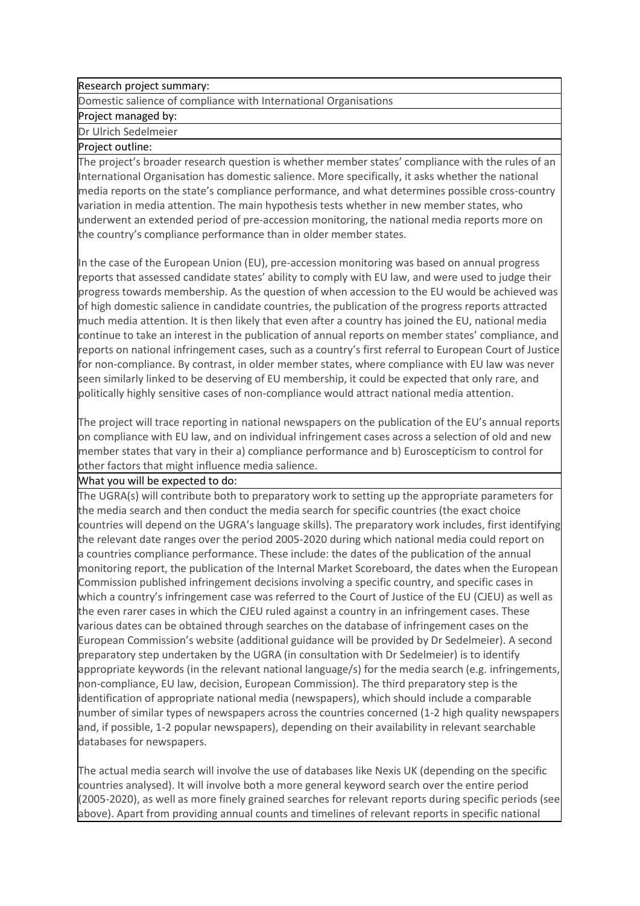**Research project summary:**

Domestic salience of compliance with International Organisations

**Project managed by:**

Dr Ulrich Sedelmeier

**Project outline:**

The project's broader research question is whether member states' compliance with the rules of an International Organisation has domestic salience. More specifically, it asks whether the national media reports on the state's compliance performance, and what determines possible cross-country variation in media attention. The main hypothesis tests whether in new member states, who underwent an extended period of pre-accession monitoring, the national media reports more on the country's compliance performance than in older member states.

In the case of the European Union (EU), pre-accession monitoring was based on annual progress reports that assessed candidate states' ability to comply with EU law, and were used to judge their progress towards membership. As the question of when accession to the EU would be achieved was of high domestic salience in candidate countries, the publication of the progress reports attracted much media attention. It is then likely that even after a country has joined the EU, national media continue to take an interest in the publication of annual reports on member states' compliance, and reports on national infringement cases, such as a country's first referral to European Court of Justice for non-compliance. By contrast, in older member states, where compliance with EU law was never seen similarly linked to be deserving of EU membership, it could be expected that only rare, and politically highly sensitive cases of non-compliance would attract national media attention.

The project will trace reporting in national newspapers on the publication of the EU's annual reports on compliance with EU law, and on individual infringement cases across a selection of old and new member states that vary in their a) compliance performance and b) Euroscepticism to control for other factors that might influence media salience.

**What you will be expected to do:**

The UGRA(s) will contribute both to preparatory work to setting up the appropriate parameters for the media search and then conduct the media search for specific countries (the exact choice countries will depend on the UGRA's language skills). The preparatory work includes, first identifying the relevant date ranges over the period 2005-2020 during which national media could report on a countries compliance performance. These include: the dates of the publication of the annual monitoring report, the publication of the Internal Market Scoreboard, the dates when the European Commission published infringement decisions involving a specific country, and specific cases in which a country's infringement case was referred to the Court of Justice of the EU (CJEU) as well as the even rarer cases in which the CJEU ruled against a country in an infringement cases. These various dates can be obtained through searches on the database of infringement cases on the European Commission's website (additional guidance will be provided by Dr Sedelmeier). A second preparatory step undertaken by the UGRA (in consultation with Dr Sedelmeier) is to identify appropriate keywords (in the relevant national language/s) for the media search (e.g. infringements, non-compliance, EU law, decision, European Commission). The third preparatory step is the identification of appropriate national media (newspapers), which should include a comparable number of similar types of newspapers across the countries concerned (1-2 high quality newspapers and, if possible, 1-2 popular newspapers), depending on their availability in relevant searchable databases for newspapers.

The actual media search will involve the use of databases like Nexis UK (depending on the specific countries analysed). It will involve both a more general keyword search over the entire period (2005-2020), as well as more finely grained searches for relevant reports during specific periods (see above). Apart from providing annual counts and timelines of relevant reports in specific national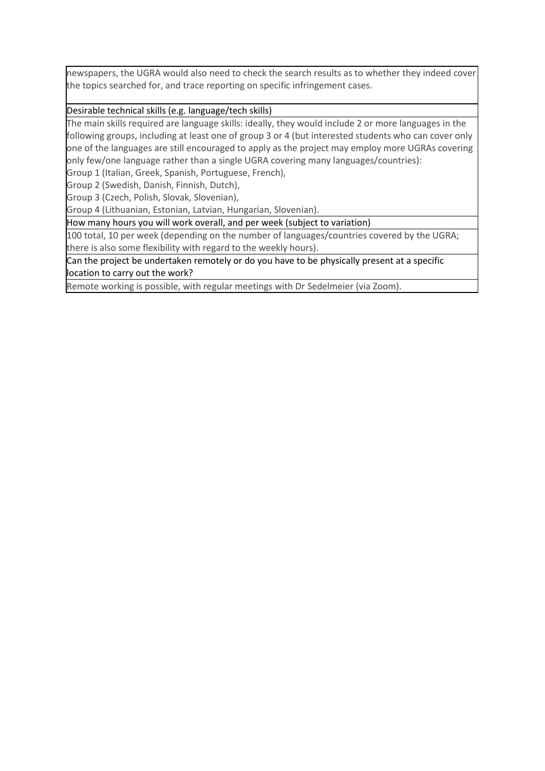| |
|---|
| newspapers, the UGRA would also need to check the search results as to whether they indeed cover the topics searched for, and trace reporting on specific infringement cases. |
| Desirable technical skills (e.g. language/tech skills) |
| The main skills required are language skills: ideally, they would include 2 or more languages in the following groups, including at least one of group 3 or 4 (but interested students who can cover only one of the languages are still encouraged to apply as the project may employ more UGRAs covering only few/one language rather than a single UGRA covering many languages/countries):<br>Group 1 (Italian, Greek, Spanish, Portuguese, French),<br>Group 2 (Swedish, Danish, Finnish, Dutch),<br>Group 3 (Czech, Polish, Slovak, Slovenian),<br>Group 4 (Lithuanian, Estonian, Latvian, Hungarian, Slovenian). |
| How many hours you will work overall, and per week (subject to variation) |
| 100 total, 10 per week (depending on the number of languages/countries covered by the UGRA; there is also some flexibility with regard to the weekly hours). |
| Can the project be undertaken remotely or do you have to be physically present at a specific location to carry out the work? |
| Remote working is possible, with regular meetings with Dr Sedelmeier (via Zoom). |